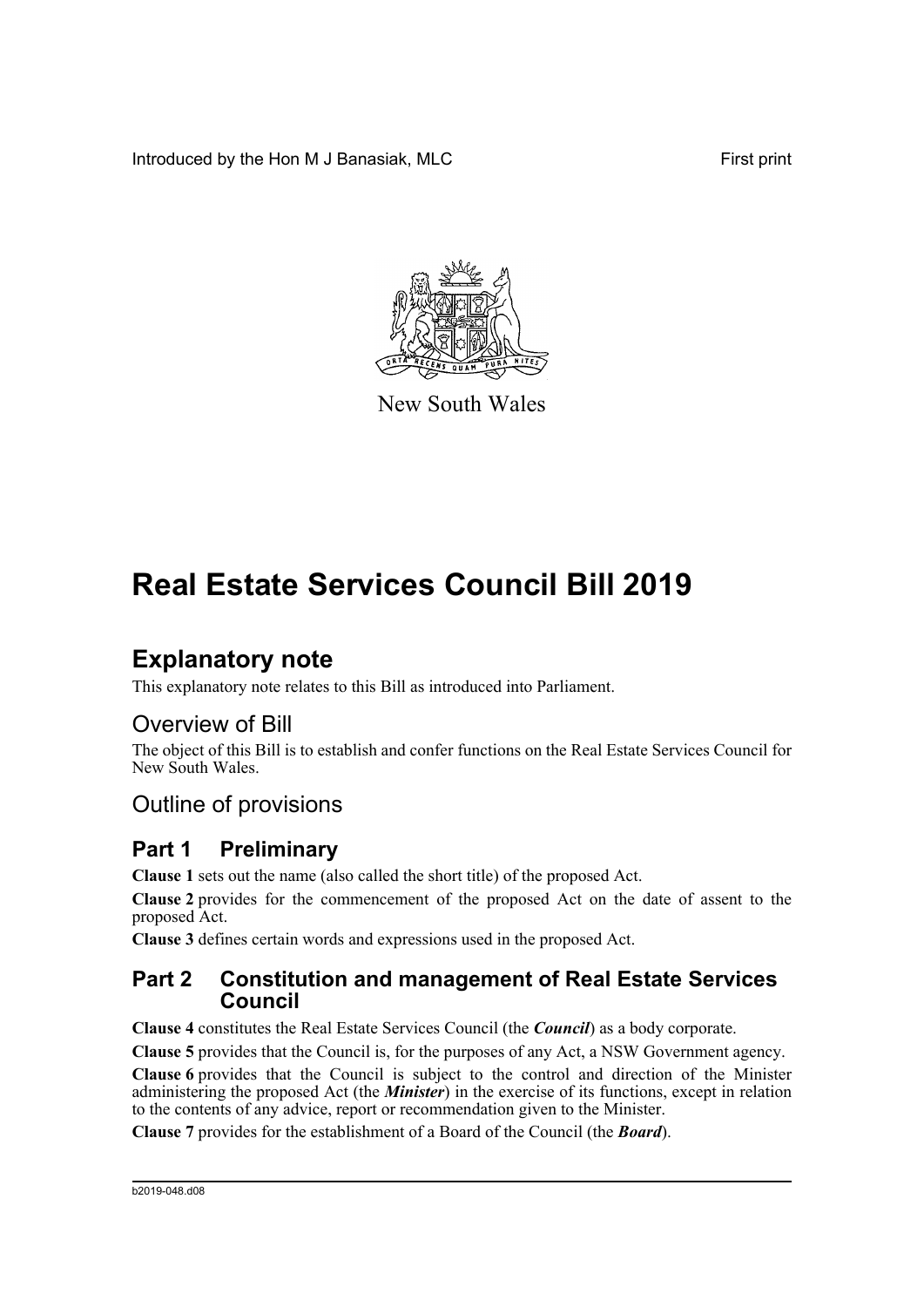Introduced by the Hon M J Banasiak, MLC First print

New South Wales

# Real Estate Services Council Bill 2019

## Explanatory note

This explanatory note relates to this Bill as introduced into Parliament.

### Overview of Bill

The object of this Bill is to establish and confer functions on the Real Estate Services Council for New South Wales.

### Outline of provisions

## Part 1 Preliminary

**Clause 1** sets out the name (also called the short title) of the proposed Act.

**Clause 2** provides for the commencement of the proposed Act on the date of assent to the proposed Act.

**Clause 3** defines certain words and expressions used in the proposed Act.

## Part 2 Constitution and management of Real Estate Services Council

**Clause 4** constitutes the Real Estate Services Council (the ***Council***) as a body corporate.

**Clause 5** provides that the Council is, for the purposes of any Act, a NSW Government agency.

**Clause 6** provides that the Council is subject to the control and direction of the Minister administering the proposed Act (the ***Minister***) in the exercise of its functions, except in relation to the contents of any advice, report or recommendation given to the Minister.

**Clause 7** provides for the establishment of a Board of the Council (the ***Board***).

b2019-048.d08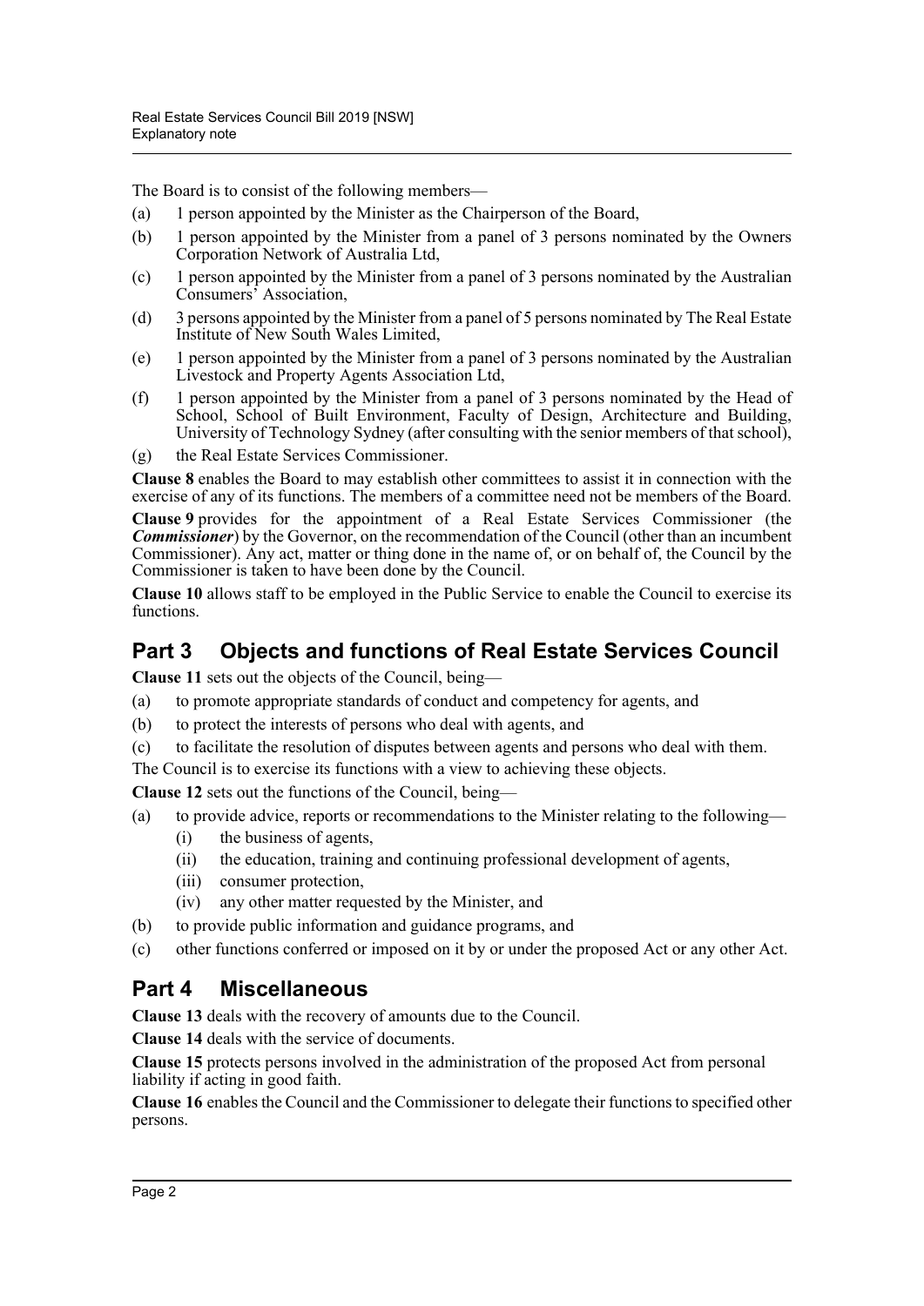The Board is to consist of the following members—

(a) 1 person appointed by the Minister as the Chairperson of the Board,

(b) 1 person appointed by the Minister from a panel of 3 persons nominated by the Owners Corporation Network of Australia Ltd,

(c) 1 person appointed by the Minister from a panel of 3 persons nominated by the Australian Consumers' Association,

(d) 3 persons appointed by the Minister from a panel of 5 persons nominated by The Real Estate Institute of New South Wales Limited,

(e) 1 person appointed by the Minister from a panel of 3 persons nominated by the Australian Livestock and Property Agents Association Ltd,

(f) 1 person appointed by the Minister from a panel of 3 persons nominated by the Head of School, School of Built Environment, Faculty of Design, Architecture and Building, University of Technology Sydney (after consulting with the senior members of that school),

(g) the Real Estate Services Commissioner.

**Clause 8** enables the Board to may establish other committees to assist it in connection with the exercise of any of its functions. The members of a committee need not be members of the Board.

**Clause 9** provides for the appointment of a Real Estate Services Commissioner (the ***Commissioner***) by the Governor, on the recommendation of the Council (other than an incumbent Commissioner). Any act, matter or thing done in the name of, or on behalf of, the Council by the Commissioner is taken to have been done by the Council.

**Clause 10** allows staff to be employed in the Public Service to enable the Council to exercise its functions.

## Part 3 Objects and functions of Real Estate Services Council

**Clause 11** sets out the objects of the Council, being—

(a) to promote appropriate standards of conduct and competency for agents, and

(b) to protect the interests of persons who deal with agents, and

(c) to facilitate the resolution of disputes between agents and persons who deal with them.

The Council is to exercise its functions with a view to achieving these objects.

**Clause 12** sets out the functions of the Council, being—

(a) to provide advice, reports or recommendations to the Minister relating to the following—
   (i) the business of agents,
   (ii) the education, training and continuing professional development of agents,
   (iii) consumer protection,
   (iv) any other matter requested by the Minister, and

(b) to provide public information and guidance programs, and

(c) other functions conferred or imposed on it by or under the proposed Act or any other Act.

## Part 4 Miscellaneous

**Clause 13** deals with the recovery of amounts due to the Council.

**Clause 14** deals with the service of documents.

**Clause 15** protects persons involved in the administration of the proposed Act from personal liability if acting in good faith.

**Clause 16** enables the Council and the Commissioner to delegate their functions to specified other persons.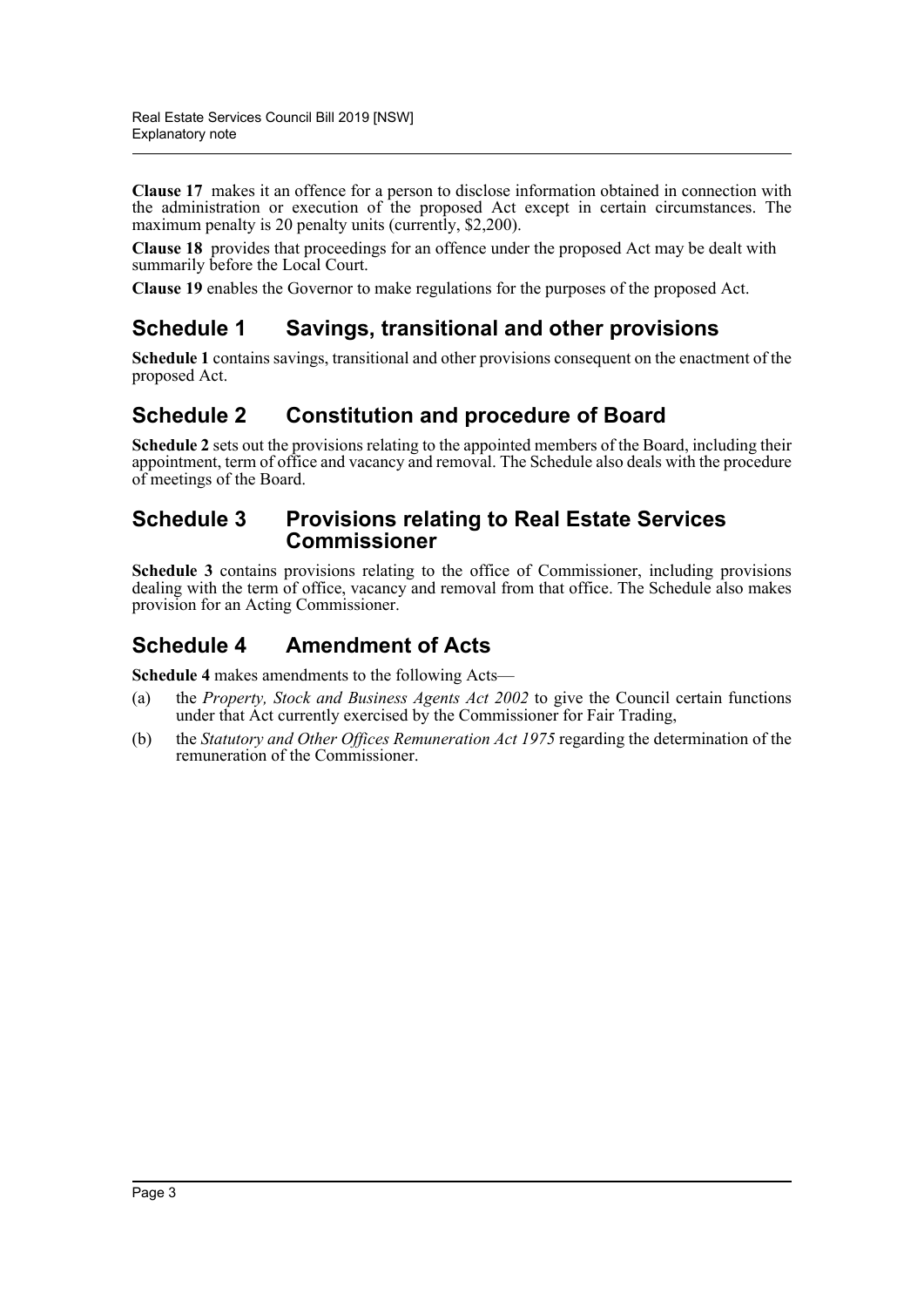**Clause 17** makes it an offence for a person to disclose information obtained in connection with the administration or execution of the proposed Act except in certain circumstances. The maximum penalty is 20 penalty units (currently, $2,200).

**Clause 18** provides that proceedings for an offence under the proposed Act may be dealt with summarily before the Local Court.

**Clause 19** enables the Governor to make regulations for the purposes of the proposed Act.

## Schedule 1 Savings, transitional and other provisions

**Schedule 1** contains savings, transitional and other provisions consequent on the enactment of the proposed Act.

## Schedule 2 Constitution and procedure of Board

**Schedule 2** sets out the provisions relating to the appointed members of the Board, including their appointment, term of office and vacancy and removal. The Schedule also deals with the procedure of meetings of the Board.

## Schedule 3 Provisions relating to Real Estate Services Commissioner

**Schedule 3** contains provisions relating to the office of Commissioner, including provisions dealing with the term of office, vacancy and removal from that office. The Schedule also makes provision for an Acting Commissioner.

## Schedule 4 Amendment of Acts

**Schedule 4** makes amendments to the following Acts—

(a) the *Property, Stock and Business Agents Act 2002* to give the Council certain functions under that Act currently exercised by the Commissioner for Fair Trading,

(b) the *Statutory and Other Offices Remuneration Act 1975* regarding the determination of the remuneration of the Commissioner.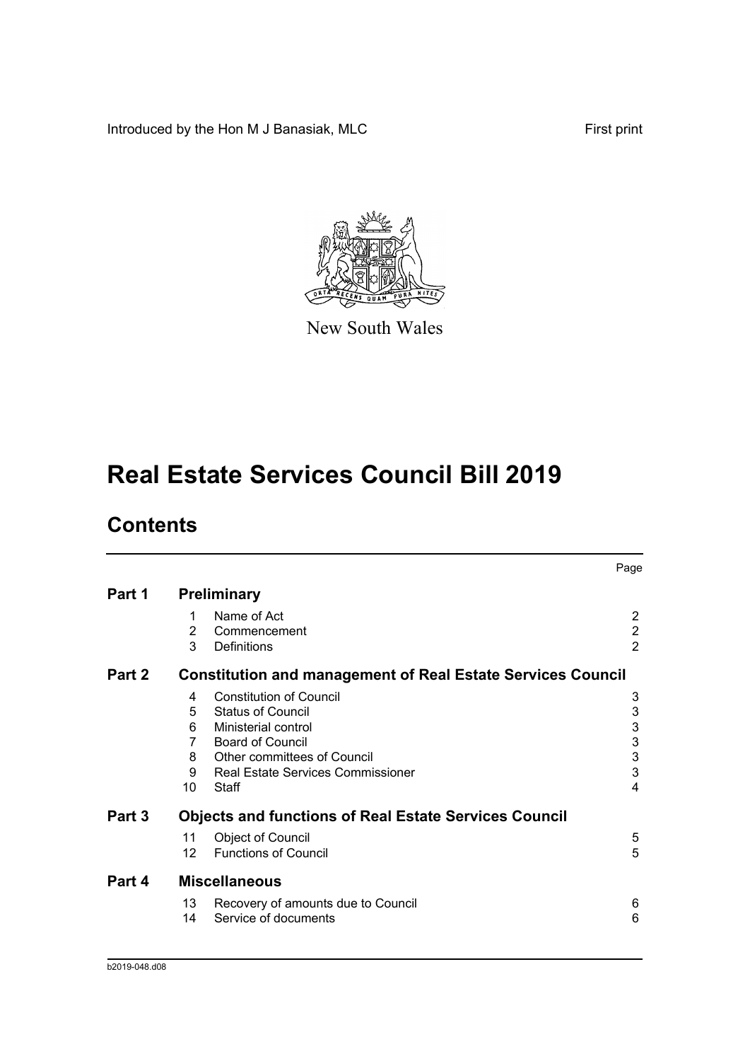Introduced by the Hon M J Banasiak, MLC

First print

New South Wales

# Real Estate Services Council Bill 2019

## Contents

| | | | Page |
|---|---|---|---|
| **Part 1** | **Preliminary** | | |
| | 1 | Name of Act | 2 |
| | 2 | Commencement | 2 |
| | 3 | Definitions | 2 |
| **Part 2** | **Constitution and management of Real Estate Services Council** | | |
| | 4 | Constitution of Council | 3 |
| | 5 | Status of Council | 3 |
| | 6 | Ministerial control | 3 |
| | 7 | Board of Council | 3 |
| | 8 | Other committees of Council | 3 |
| | 9 | Real Estate Services Commissioner | 3 |
| | 10 | Staff | 4 |
| **Part 3** | **Objects and functions of Real Estate Services Council** | | |
| | 11 | Object of Council | 5 |
| | 12 | Functions of Council | 5 |
| **Part 4** | **Miscellaneous** | | |
| | 13 | Recovery of amounts due to Council | 6 |
| | 14 | Service of documents | 6 |

b2019-048.d08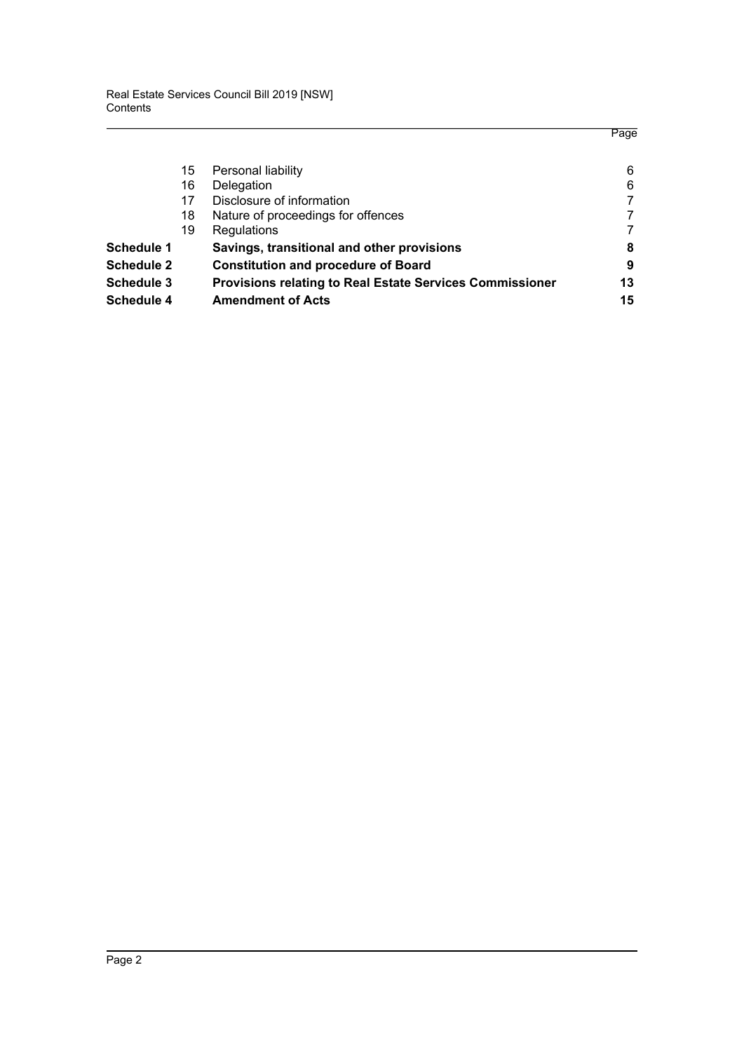| | | Page |
|---|---|---|
| 15 | Personal liability | 6 |
| 16 | Delegation | 6 |
| 17 | Disclosure of information | 7 |
| 18 | Nature of proceedings for offences | 7 |
| 19 | Regulations | 7 |
| **Schedule 1** | **Savings, transitional and other provisions** | **8** |
| **Schedule 2** | **Constitution and procedure of Board** | **9** |
| **Schedule 3** | **Provisions relating to Real Estate Services Commissioner** | **13** |
| **Schedule 4** | **Amendment of Acts** | **15** |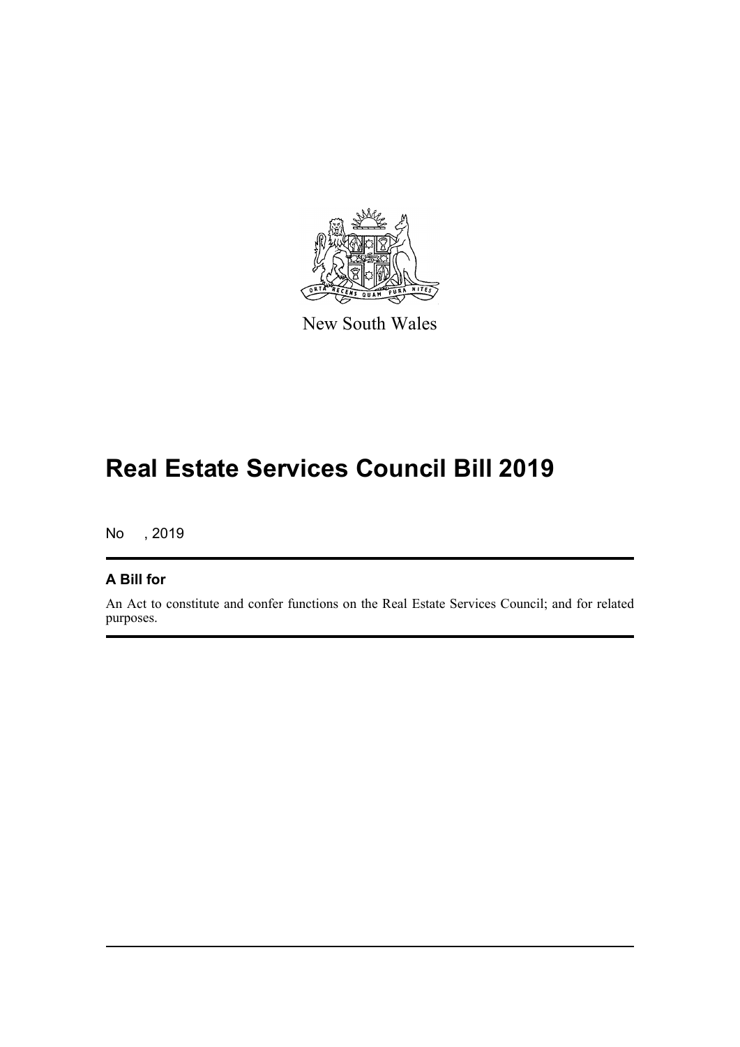New South Wales

# Real Estate Services Council Bill 2019

No , 2019

**A Bill for**

An Act to constitute and confer functions on the Real Estate Services Council; and for related purposes.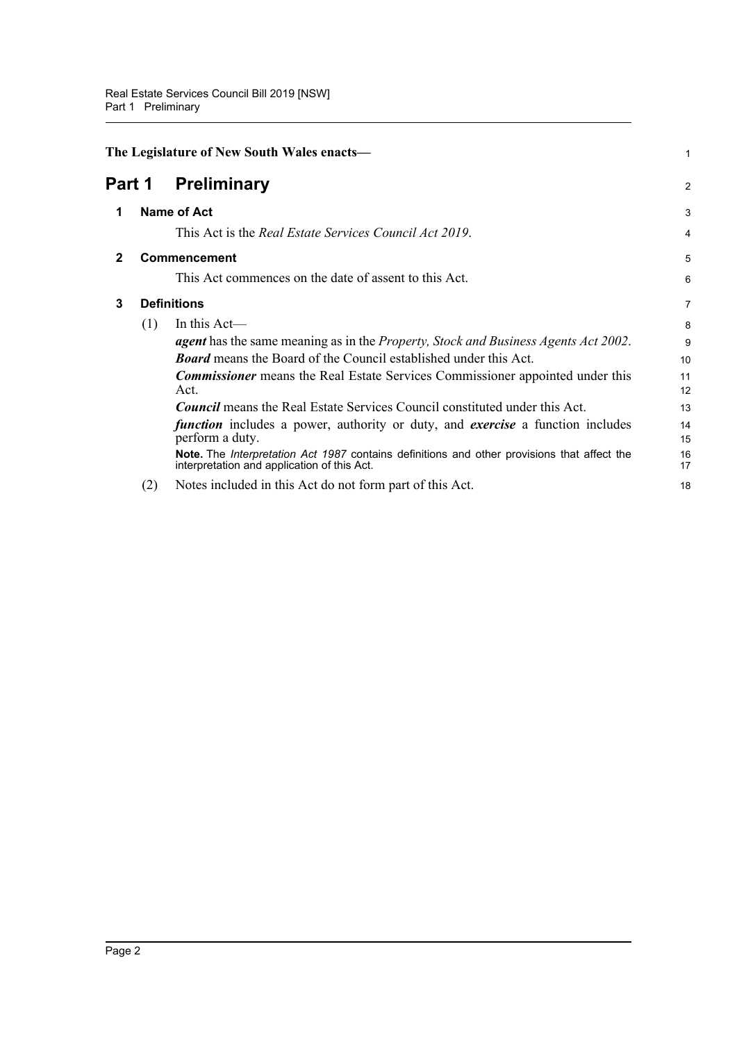The Legislature of New South Wales enacts—

# Part 1 Preliminary

## 1 Name of Act

This Act is the *Real Estate Services Council Act 2019*.

## 2 Commencement

This Act commences on the date of assent to this Act.

## 3 Definitions

(1) In this Act—

***agent*** has the same meaning as in the *Property, Stock and Business Agents Act 2002*.

***Board*** means the Board of the Council established under this Act.

***Commissioner*** means the Real Estate Services Commissioner appointed under this Act.

***Council*** means the Real Estate Services Council constituted under this Act.

***function*** includes a power, authority or duty, and ***exercise*** a function includes perform a duty.

**Note.** The *Interpretation Act 1987* contains definitions and other provisions that affect the interpretation and application of this Act.

(2) Notes included in this Act do not form part of this Act.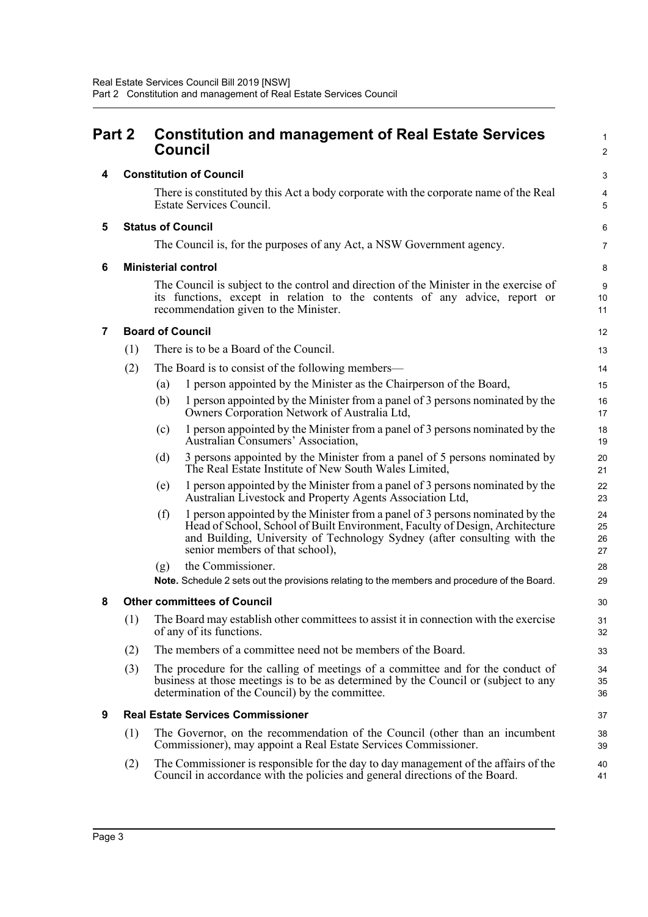# Part 2 Constitution and management of Real Estate Services Council

## 4 Constitution of Council

There is constituted by this Act a body corporate with the corporate name of the Real Estate Services Council.

## 5 Status of Council

The Council is, for the purposes of any Act, a NSW Government agency.

## 6 Ministerial control

The Council is subject to the control and direction of the Minister in the exercise of its functions, except in relation to the contents of any advice, report or recommendation given to the Minister.

## 7 Board of Council

(1) There is to be a Board of the Council.

(2) The Board is to consist of the following members—

- (a) 1 person appointed by the Minister as the Chairperson of the Board,
- (b) 1 person appointed by the Minister from a panel of 3 persons nominated by the Owners Corporation Network of Australia Ltd,
- (c) 1 person appointed by the Minister from a panel of 3 persons nominated by the Australian Consumers' Association,
- (d) 3 persons appointed by the Minister from a panel of 5 persons nominated by The Real Estate Institute of New South Wales Limited,
- (e) 1 person appointed by the Minister from a panel of 3 persons nominated by the Australian Livestock and Property Agents Association Ltd,
- (f) 1 person appointed by the Minister from a panel of 3 persons nominated by the Head of School, School of Built Environment, Faculty of Design, Architecture and Building, University of Technology Sydney (after consulting with the senior members of that school),
- (g) the Commissioner.

**Note.** Schedule 2 sets out the provisions relating to the members and procedure of the Board.

## 8 Other committees of Council

(1) The Board may establish other committees to assist it in connection with the exercise of any of its functions.

(2) The members of a committee need not be members of the Board.

(3) The procedure for the calling of meetings of a committee and for the conduct of business at those meetings is to be as determined by the Council or (subject to any determination of the Council) by the committee.

## 9 Real Estate Services Commissioner

(1) The Governor, on the recommendation of the Council (other than an incumbent Commissioner), may appoint a Real Estate Services Commissioner.

(2) The Commissioner is responsible for the day to day management of the affairs of the Council in accordance with the policies and general directions of the Board.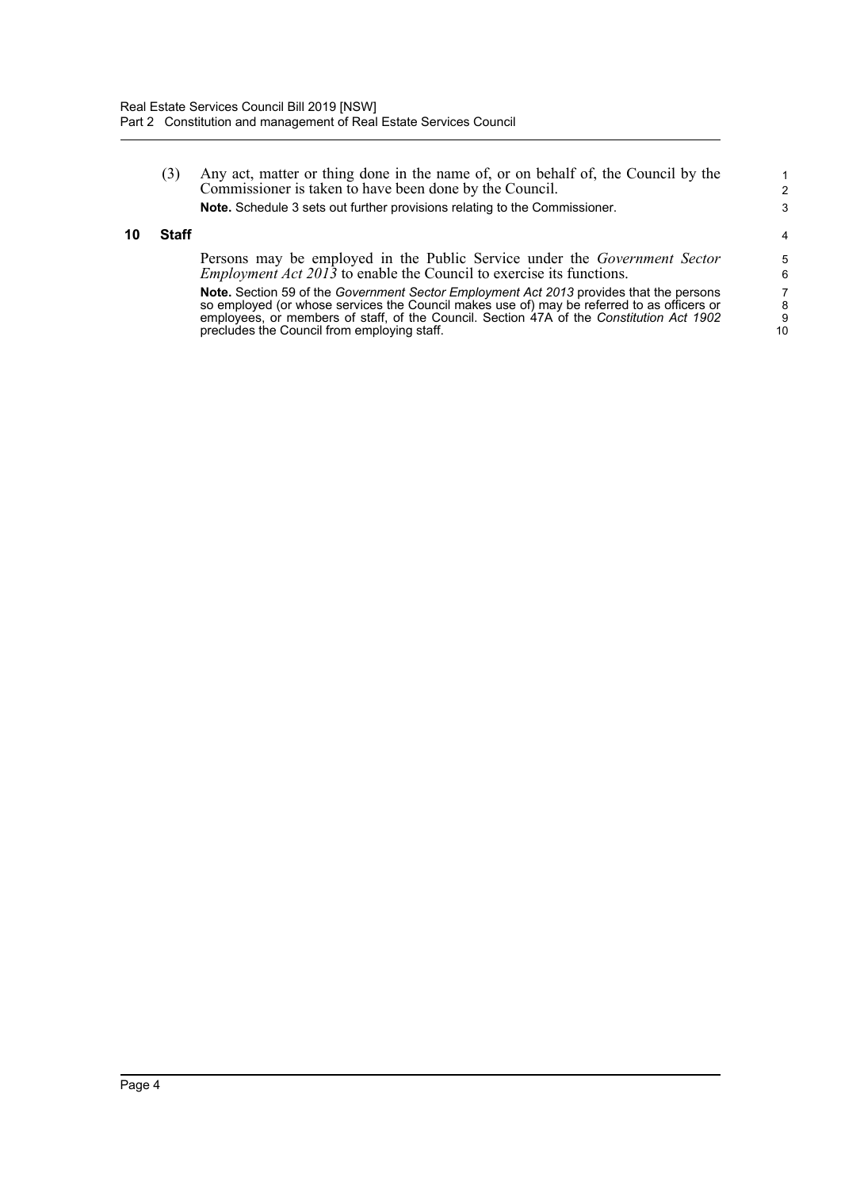(3) Any act, matter or thing done in the name of, or on behalf of, the Council by the Commissioner is taken to have been done by the Council.

**Note.** Schedule 3 sets out further provisions relating to the Commissioner.

## 10 Staff

Persons may be employed in the Public Service under the *Government Sector Employment Act 2013* to enable the Council to exercise its functions.

**Note.** Section 59 of the *Government Sector Employment Act 2013* provides that the persons so employed (or whose services the Council makes use of) may be referred to as officers or employees, or members of staff, of the Council. Section 47A of the *Constitution Act 1902* precludes the Council from employing staff.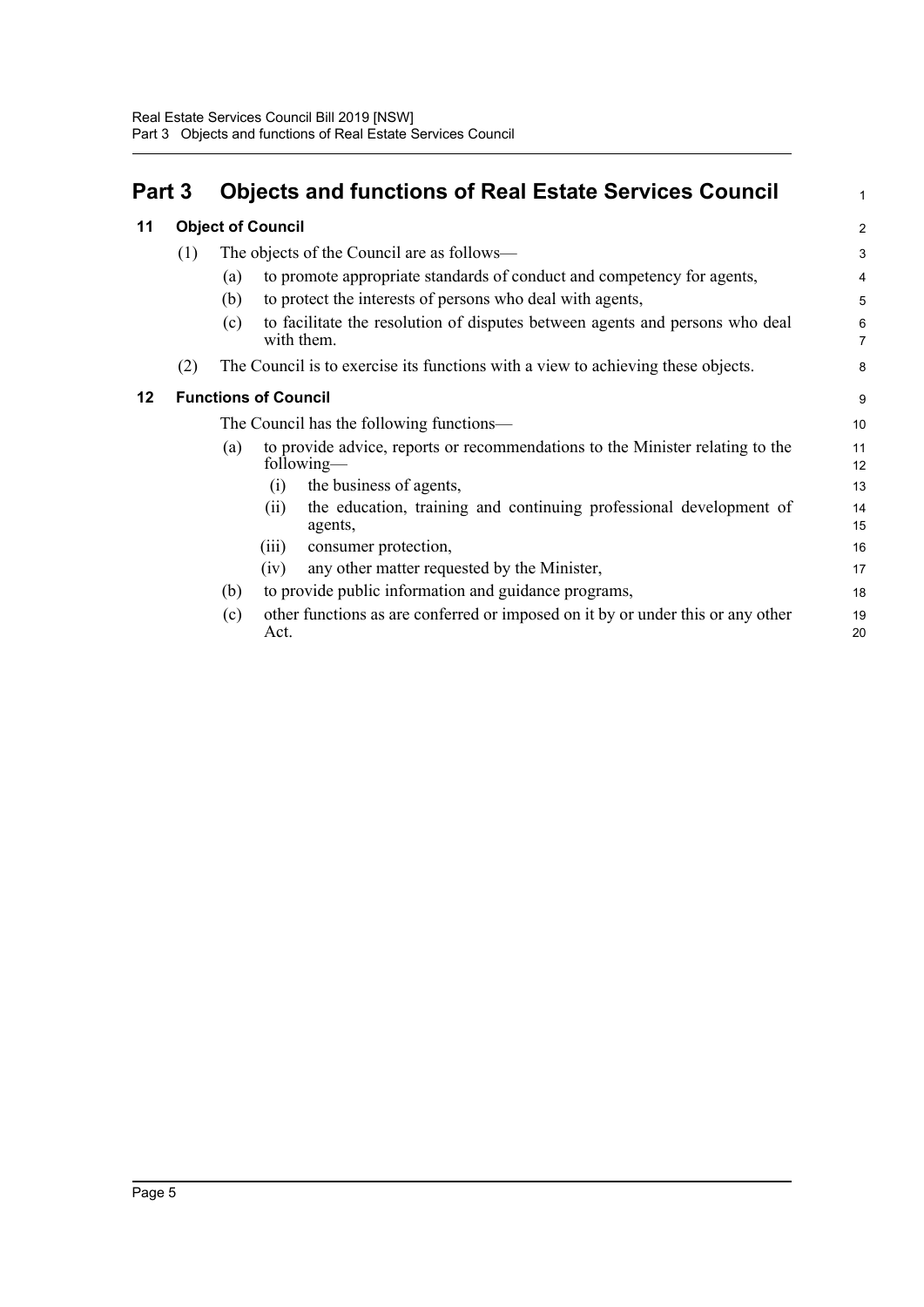# Part 3 Objects and functions of Real Estate Services Council

## 11 Object of Council

(1) The objects of the Council are as follows—

- (a) to promote appropriate standards of conduct and competency for agents,
- (b) to protect the interests of persons who deal with agents,
- (c) to facilitate the resolution of disputes between agents and persons who deal with them.

(2) The Council is to exercise its functions with a view to achieving these objects.

## 12 Functions of Council

The Council has the following functions—

- (a) to provide advice, reports or recommendations to the Minister relating to the following—
  - (i) the business of agents,
  - (ii) the education, training and continuing professional development of agents,
  - (iii) consumer protection,
  - (iv) any other matter requested by the Minister,
- (b) to provide public information and guidance programs,
- (c) other functions as are conferred or imposed on it by or under this or any other Act.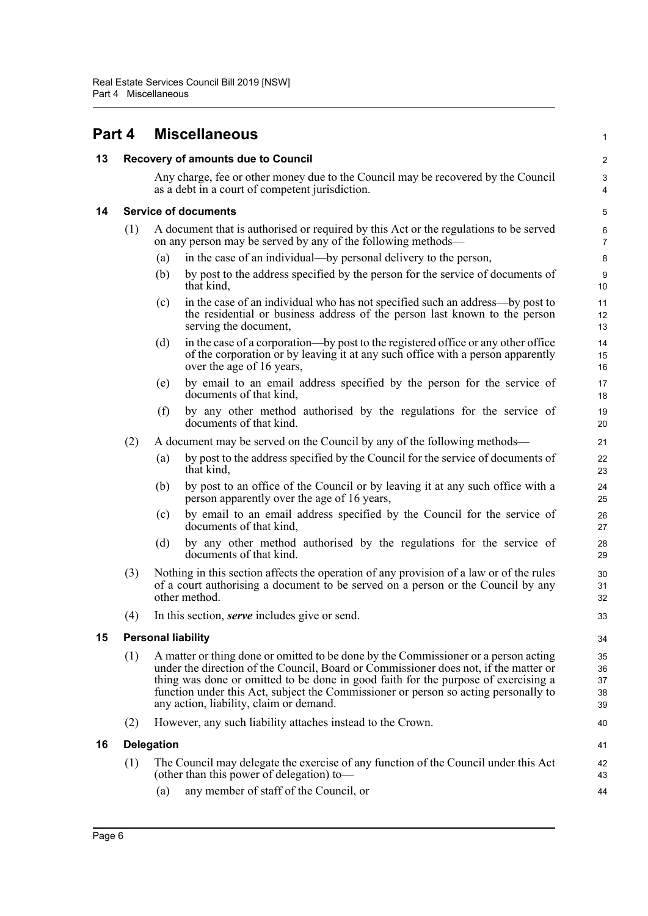# Part 4 Miscellaneous

## 13 Recovery of amounts due to Council

Any charge, fee or other money due to the Council may be recovered by the Council as a debt in a court of competent jurisdiction.

## 14 Service of documents

(1) A document that is authorised or required by this Act or the regulations to be served on any person may be served by any of the following methods—

(a) in the case of an individual—by personal delivery to the person,

(b) by post to the address specified by the person for the service of documents of that kind,

(c) in the case of an individual who has not specified such an address—by post to the residential or business address of the person last known to the person serving the document,

(d) in the case of a corporation—by post to the registered office or any other office of the corporation or by leaving it at any such office with a person apparently over the age of 16 years,

(e) by email to an email address specified by the person for the service of documents of that kind,

(f) by any other method authorised by the regulations for the service of documents of that kind.

(2) A document may be served on the Council by any of the following methods—

(a) by post to the address specified by the Council for the service of documents of that kind,

(b) by post to an office of the Council or by leaving it at any such office with a person apparently over the age of 16 years,

(c) by email to an email address specified by the Council for the service of documents of that kind,

(d) by any other method authorised by the regulations for the service of documents of that kind.

(3) Nothing in this section affects the operation of any provision of a law or of the rules of a court authorising a document to be served on a person or the Council by any other method.

(4) In this section, ***serve*** includes give or send.

## 15 Personal liability

(1) A matter or thing done or omitted to be done by the Commissioner or a person acting under the direction of the Council, Board or Commissioner does not, if the matter or thing was done or omitted to be done in good faith for the purpose of exercising a function under this Act, subject the Commissioner or person so acting personally to any action, liability, claim or demand.

(2) However, any such liability attaches instead to the Crown.

## 16 Delegation

(1) The Council may delegate the exercise of any function of the Council under this Act (other than this power of delegation) to—

(a) any member of staff of the Council, or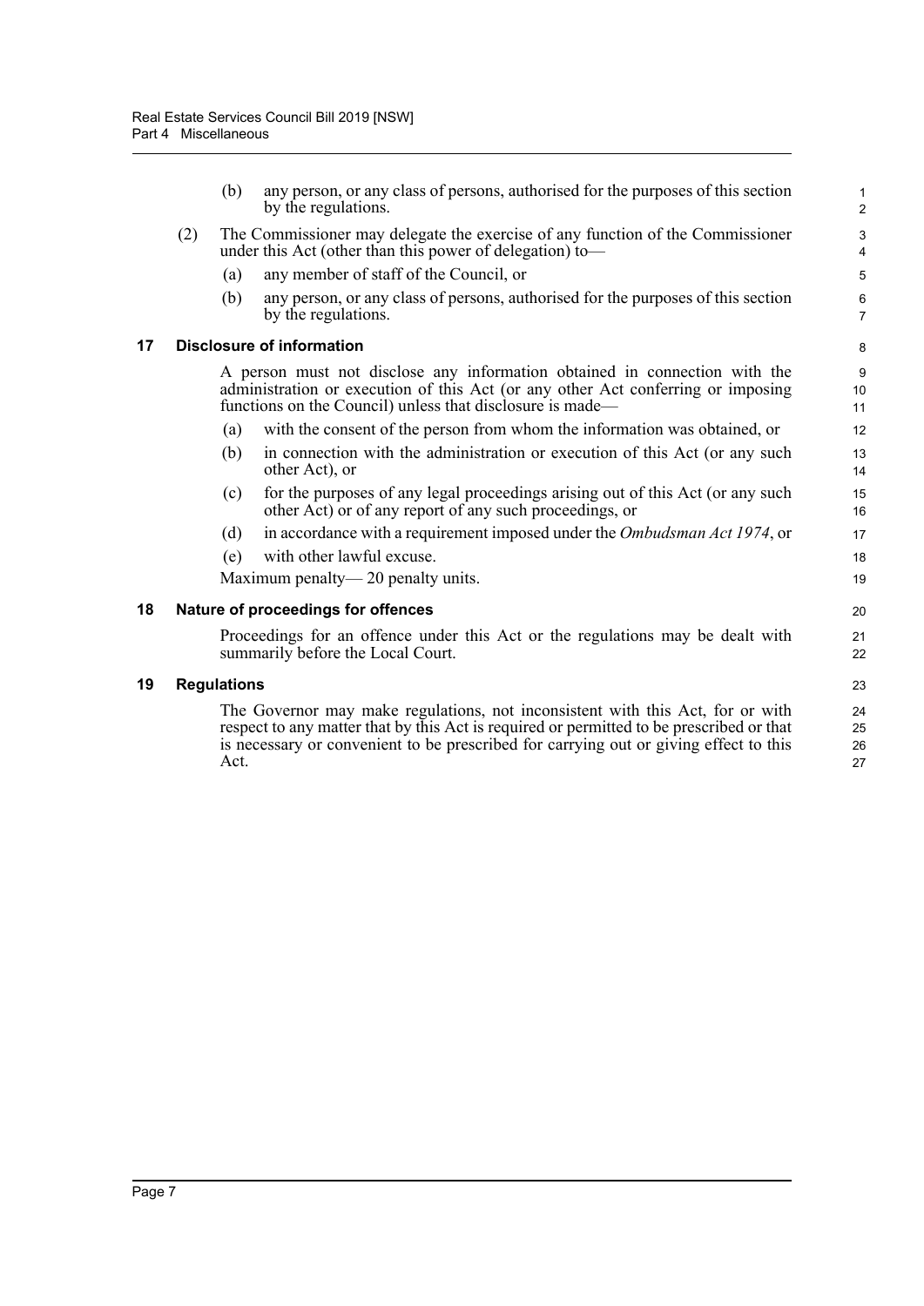(b) any person, or any class of persons, authorised for the purposes of this section by the regulations.

(2) The Commissioner may delegate the exercise of any function of the Commissioner under this Act (other than this power of delegation) to—

(a) any member of staff of the Council, or

(b) any person, or any class of persons, authorised for the purposes of this section by the regulations.

## 17 Disclosure of information

A person must not disclose any information obtained in connection with the administration or execution of this Act (or any other Act conferring or imposing functions on the Council) unless that disclosure is made—

(a) with the consent of the person from whom the information was obtained, or

(b) in connection with the administration or execution of this Act (or any such other Act), or

(c) for the purposes of any legal proceedings arising out of this Act (or any such other Act) or of any report of any such proceedings, or

(d) in accordance with a requirement imposed under the *Ombudsman Act 1974*, or

(e) with other lawful excuse.

Maximum penalty— 20 penalty units.

## 18 Nature of proceedings for offences

Proceedings for an offence under this Act or the regulations may be dealt with summarily before the Local Court.

## 19 Regulations

The Governor may make regulations, not inconsistent with this Act, for or with respect to any matter that by this Act is required or permitted to be prescribed or that is necessary or convenient to be prescribed for carrying out or giving effect to this Act.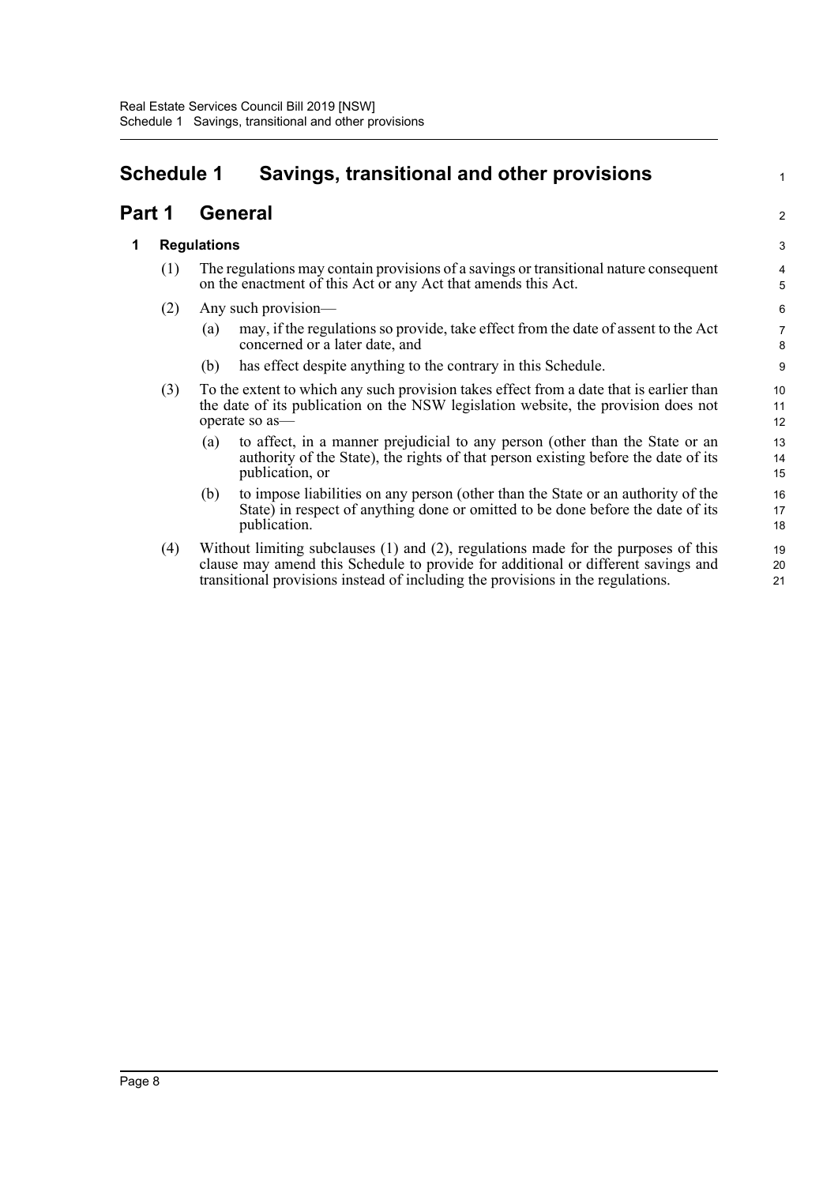# Schedule 1 Savings, transitional and other provisions

## Part 1 General

### 1 Regulations

(1) The regulations may contain provisions of a savings or transitional nature consequent on the enactment of this Act or any Act that amends this Act.

(2) Any such provision—

(a) may, if the regulations so provide, take effect from the date of assent to the Act concerned or a later date, and

(b) has effect despite anything to the contrary in this Schedule.

(3) To the extent to which any such provision takes effect from a date that is earlier than the date of its publication on the NSW legislation website, the provision does not operate so as—

(a) to affect, in a manner prejudicial to any person (other than the State or an authority of the State), the rights of that person existing before the date of its publication, or

(b) to impose liabilities on any person (other than the State or an authority of the State) in respect of anything done or omitted to be done before the date of its publication.

(4) Without limiting subclauses (1) and (2), regulations made for the purposes of this clause may amend this Schedule to provide for additional or different savings and transitional provisions instead of including the provisions in the regulations.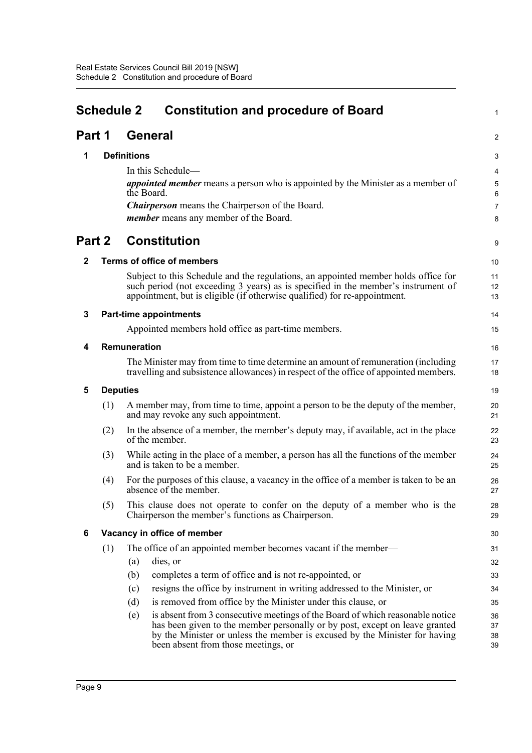# Schedule 2 Constitution and procedure of Board

## Part 1 General

### 1 Definitions

In this Schedule—

***appointed member*** means a person who is appointed by the Minister as a member of the Board.

***Chairperson*** means the Chairperson of the Board.

***member*** means any member of the Board.

## Part 2 Constitution

### 2 Terms of office of members

Subject to this Schedule and the regulations, an appointed member holds office for such period (not exceeding 3 years) as is specified in the member's instrument of appointment, but is eligible (if otherwise qualified) for re-appointment.

### 3 Part-time appointments

Appointed members hold office as part-time members.

### 4 Remuneration

The Minister may from time to time determine an amount of remuneration (including travelling and subsistence allowances) in respect of the office of appointed members.

### 5 Deputies

(1) A member may, from time to time, appoint a person to be the deputy of the member, and may revoke any such appointment.

(2) In the absence of a member, the member's deputy may, if available, act in the place of the member.

(3) While acting in the place of a member, a person has all the functions of the member and is taken to be a member.

(4) For the purposes of this clause, a vacancy in the office of a member is taken to be an absence of the member.

(5) This clause does not operate to confer on the deputy of a member who is the Chairperson the member's functions as Chairperson.

### 6 Vacancy in office of member

(1) The office of an appointed member becomes vacant if the member—

(a) dies, or

(b) completes a term of office and is not re-appointed, or

(c) resigns the office by instrument in writing addressed to the Minister, or

(d) is removed from office by the Minister under this clause, or

(e) is absent from 3 consecutive meetings of the Board of which reasonable notice has been given to the member personally or by post, except on leave granted by the Minister or unless the member is excused by the Minister for having been absent from those meetings, or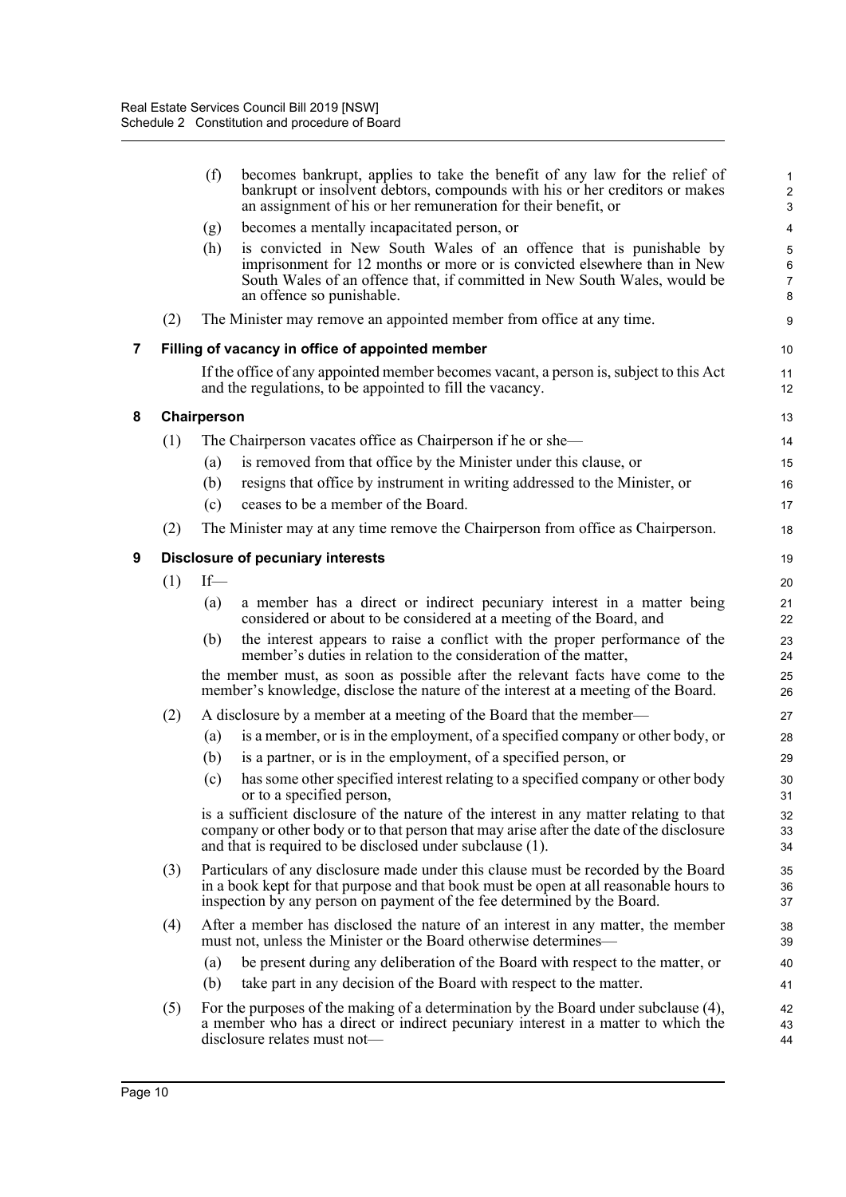(f) becomes bankrupt, applies to take the benefit of any law for the relief of bankrupt or insolvent debtors, compounds with his or her creditors or makes an assignment of his or her remuneration for their benefit, or

(g) becomes a mentally incapacitated person, or

(h) is convicted in New South Wales of an offence that is punishable by imprisonment for 12 months or more or is convicted elsewhere than in New South Wales of an offence that, if committed in New South Wales, would be an offence so punishable.

(2) The Minister may remove an appointed member from office at any time.

### 7 Filling of vacancy in office of appointed member

If the office of any appointed member becomes vacant, a person is, subject to this Act and the regulations, to be appointed to fill the vacancy.

### 8 Chairperson

(1) The Chairperson vacates office as Chairperson if he or she—

(a) is removed from that office by the Minister under this clause, or

(b) resigns that office by instrument in writing addressed to the Minister, or

(c) ceases to be a member of the Board.

(2) The Minister may at any time remove the Chairperson from office as Chairperson.

### 9 Disclosure of pecuniary interests

(1) If—

(a) a member has a direct or indirect pecuniary interest in a matter being considered or about to be considered at a meeting of the Board, and

(b) the interest appears to raise a conflict with the proper performance of the member's duties in relation to the consideration of the matter,

the member must, as soon as possible after the relevant facts have come to the member's knowledge, disclose the nature of the interest at a meeting of the Board.

(2) A disclosure by a member at a meeting of the Board that the member—

(a) is a member, or is in the employment, of a specified company or other body, or

(b) is a partner, or is in the employment, of a specified person, or

(c) has some other specified interest relating to a specified company or other body or to a specified person,

is a sufficient disclosure of the nature of the interest in any matter relating to that company or other body or to that person that may arise after the date of the disclosure and that is required to be disclosed under subclause (1).

(3) Particulars of any disclosure made under this clause must be recorded by the Board in a book kept for that purpose and that book must be open at all reasonable hours to inspection by any person on payment of the fee determined by the Board.

(4) After a member has disclosed the nature of an interest in any matter, the member must not, unless the Minister or the Board otherwise determines—

(a) be present during any deliberation of the Board with respect to the matter, or

(b) take part in any decision of the Board with respect to the matter.

(5) For the purposes of the making of a determination by the Board under subclause (4), a member who has a direct or indirect pecuniary interest in a matter to which the disclosure relates must not—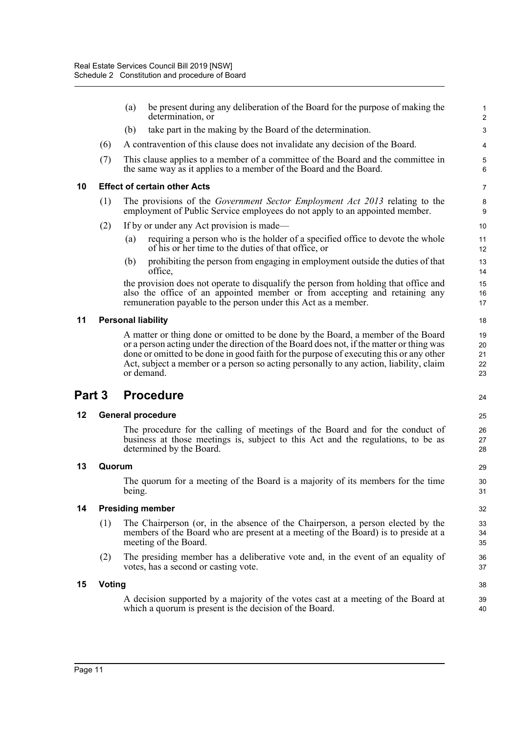(a) be present during any deliberation of the Board for the purpose of making the determination, or

(b) take part in the making by the Board of the determination.

(6) A contravention of this clause does not invalidate any decision of the Board.

(7) This clause applies to a member of a committee of the Board and the committee in the same way as it applies to a member of the Board and the Board.

### 10 Effect of certain other Acts

(1) The provisions of the *Government Sector Employment Act 2013* relating to the employment of Public Service employees do not apply to an appointed member.

(2) If by or under any Act provision is made—

(a) requiring a person who is the holder of a specified office to devote the whole of his or her time to the duties of that office, or

(b) prohibiting the person from engaging in employment outside the duties of that office,

the provision does not operate to disqualify the person from holding that office and also the office of an appointed member or from accepting and retaining any remuneration payable to the person under this Act as a member.

### 11 Personal liability

A matter or thing done or omitted to be done by the Board, a member of the Board or a person acting under the direction of the Board does not, if the matter or thing was done or omitted to be done in good faith for the purpose of executing this or any other Act, subject a member or a person so acting personally to any action, liability, claim or demand.

## Part 3 Procedure

### 12 General procedure

The procedure for the calling of meetings of the Board and for the conduct of business at those meetings is, subject to this Act and the regulations, to be as determined by the Board.

### 13 Quorum

The quorum for a meeting of the Board is a majority of its members for the time being.

### 14 Presiding member

(1) The Chairperson (or, in the absence of the Chairperson, a person elected by the members of the Board who are present at a meeting of the Board) is to preside at a meeting of the Board.

(2) The presiding member has a deliberative vote and, in the event of an equality of votes, has a second or casting vote.

### 15 Voting

A decision supported by a majority of the votes cast at a meeting of the Board at which a quorum is present is the decision of the Board.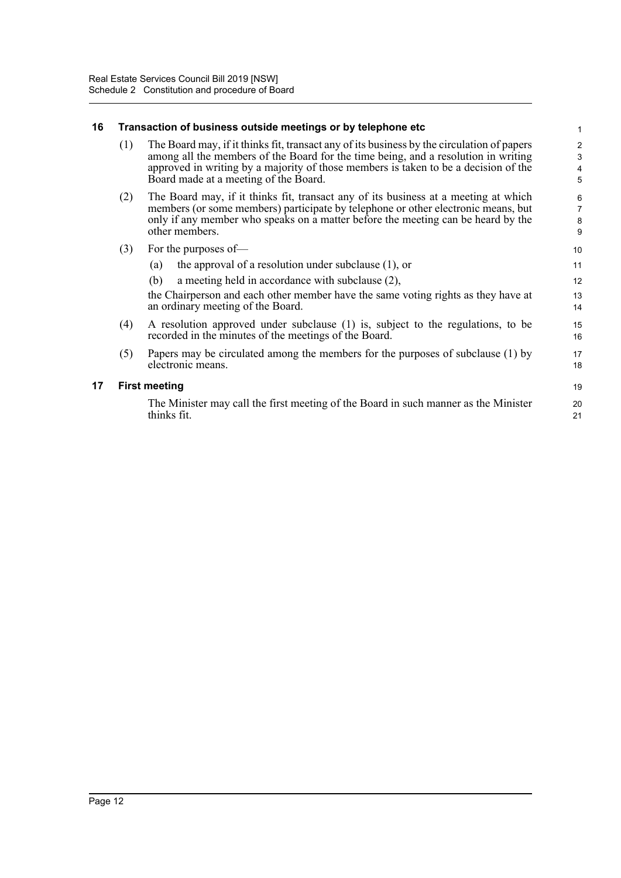## 16 Transaction of business outside meetings or by telephone etc

(1) The Board may, if it thinks fit, transact any of its business by the circulation of papers among all the members of the Board for the time being, and a resolution in writing approved in writing by a majority of those members is taken to be a decision of the Board made at a meeting of the Board.

(2) The Board may, if it thinks fit, transact any of its business at a meeting at which members (or some members) participate by telephone or other electronic means, but only if any member who speaks on a matter before the meeting can be heard by the other members.

(3) For the purposes of—

(a) the approval of a resolution under subclause (1), or

(b) a meeting held in accordance with subclause (2),

the Chairperson and each other member have the same voting rights as they have at an ordinary meeting of the Board.

(4) A resolution approved under subclause (1) is, subject to the regulations, to be recorded in the minutes of the meetings of the Board.

(5) Papers may be circulated among the members for the purposes of subclause (1) by electronic means.

## 17 First meeting

The Minister may call the first meeting of the Board in such manner as the Minister thinks fit.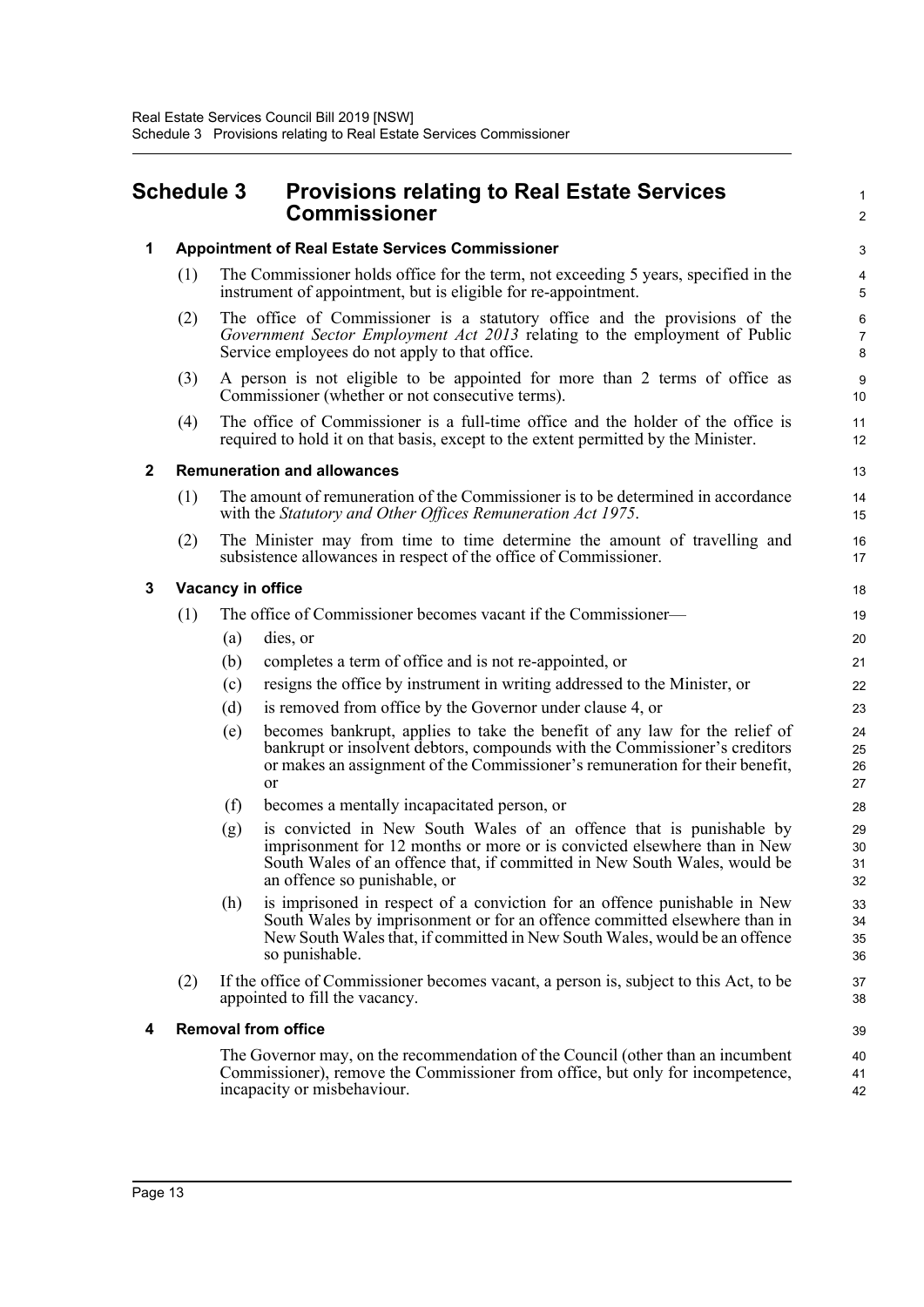# Schedule 3 Provisions relating to Real Estate Services Commissioner

## 1 Appointment of Real Estate Services Commissioner

(1) The Commissioner holds office for the term, not exceeding 5 years, specified in the instrument of appointment, but is eligible for re-appointment.

(2) The office of Commissioner is a statutory office and the provisions of the *Government Sector Employment Act 2013* relating to the employment of Public Service employees do not apply to that office.

(3) A person is not eligible to be appointed for more than 2 terms of office as Commissioner (whether or not consecutive terms).

(4) The office of Commissioner is a full-time office and the holder of the office is required to hold it on that basis, except to the extent permitted by the Minister.

## 2 Remuneration and allowances

(1) The amount of remuneration of the Commissioner is to be determined in accordance with the *Statutory and Other Offices Remuneration Act 1975*.

(2) The Minister may from time to time determine the amount of travelling and subsistence allowances in respect of the office of Commissioner.

## 3 Vacancy in office

(1) The office of Commissioner becomes vacant if the Commissioner—

(a) dies, or

(b) completes a term of office and is not re-appointed, or

(c) resigns the office by instrument in writing addressed to the Minister, or

(d) is removed from office by the Governor under clause 4, or

(e) becomes bankrupt, applies to take the benefit of any law for the relief of bankrupt or insolvent debtors, compounds with the Commissioner's creditors or makes an assignment of the Commissioner's remuneration for their benefit, or

(f) becomes a mentally incapacitated person, or

(g) is convicted in New South Wales of an offence that is punishable by imprisonment for 12 months or more or is convicted elsewhere than in New South Wales of an offence that, if committed in New South Wales, would be an offence so punishable, or

(h) is imprisoned in respect of a conviction for an offence punishable in New South Wales by imprisonment or for an offence committed elsewhere than in New South Wales that, if committed in New South Wales, would be an offence so punishable.

(2) If the office of Commissioner becomes vacant, a person is, subject to this Act, to be appointed to fill the vacancy.

## 4 Removal from office

The Governor may, on the recommendation of the Council (other than an incumbent Commissioner), remove the Commissioner from office, but only for incompetence, incapacity or misbehaviour.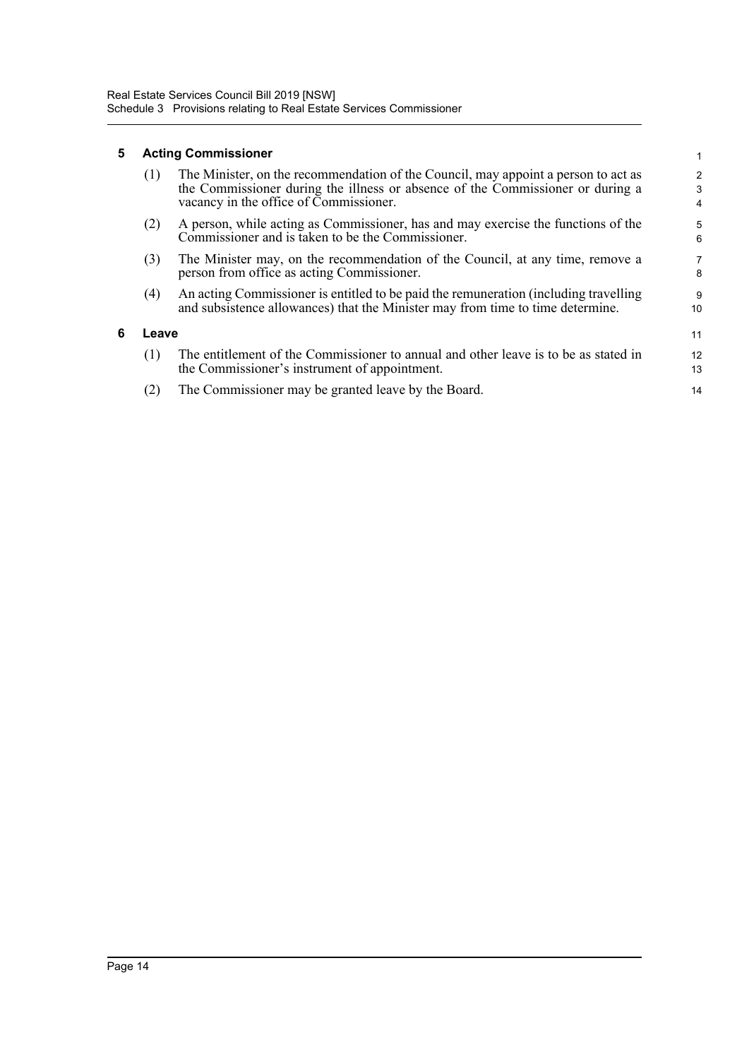## 5 Acting Commissioner

(1) The Minister, on the recommendation of the Council, may appoint a person to act as the Commissioner during the illness or absence of the Commissioner or during a vacancy in the office of Commissioner.

(2) A person, while acting as Commissioner, has and may exercise the functions of the Commissioner and is taken to be the Commissioner.

(3) The Minister may, on the recommendation of the Council, at any time, remove a person from office as acting Commissioner.

(4) An acting Commissioner is entitled to be paid the remuneration (including travelling and subsistence allowances) that the Minister may from time to time determine.

## 6 Leave

(1) The entitlement of the Commissioner to annual and other leave is to be as stated in the Commissioner's instrument of appointment.

(2) The Commissioner may be granted leave by the Board.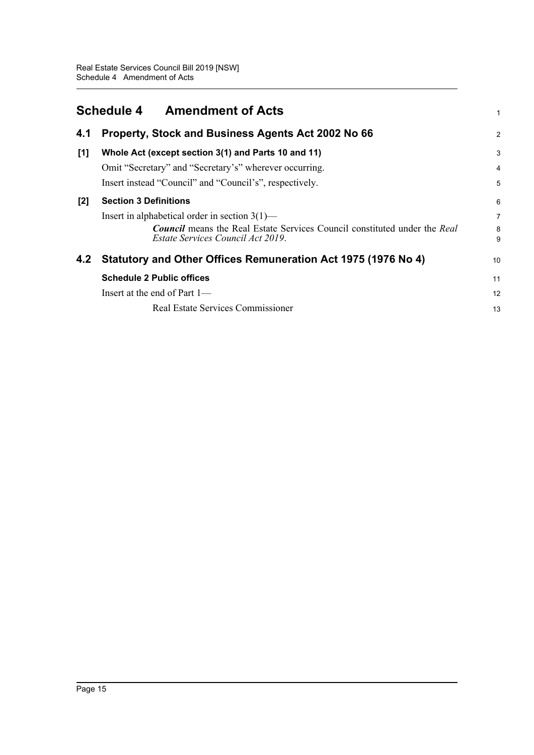# Schedule 4 Amendment of Acts

## 4.1 Property, Stock and Business Agents Act 2002 No 66

### [1] Whole Act (except section 3(1) and Parts 10 and 11)

Omit "Secretary" and "Secretary's" wherever occurring.

Insert instead "Council" and "Council's", respectively.

### [2] Section 3 Definitions

Insert in alphabetical order in section 3(1)—

> ***Council*** means the Real Estate Services Council constituted under the *Real Estate Services Council Act 2019*.

## 4.2 Statutory and Other Offices Remuneration Act 1975 (1976 No 4)

### Schedule 2 Public offices

Insert at the end of Part 1—

> Real Estate Services Commissioner